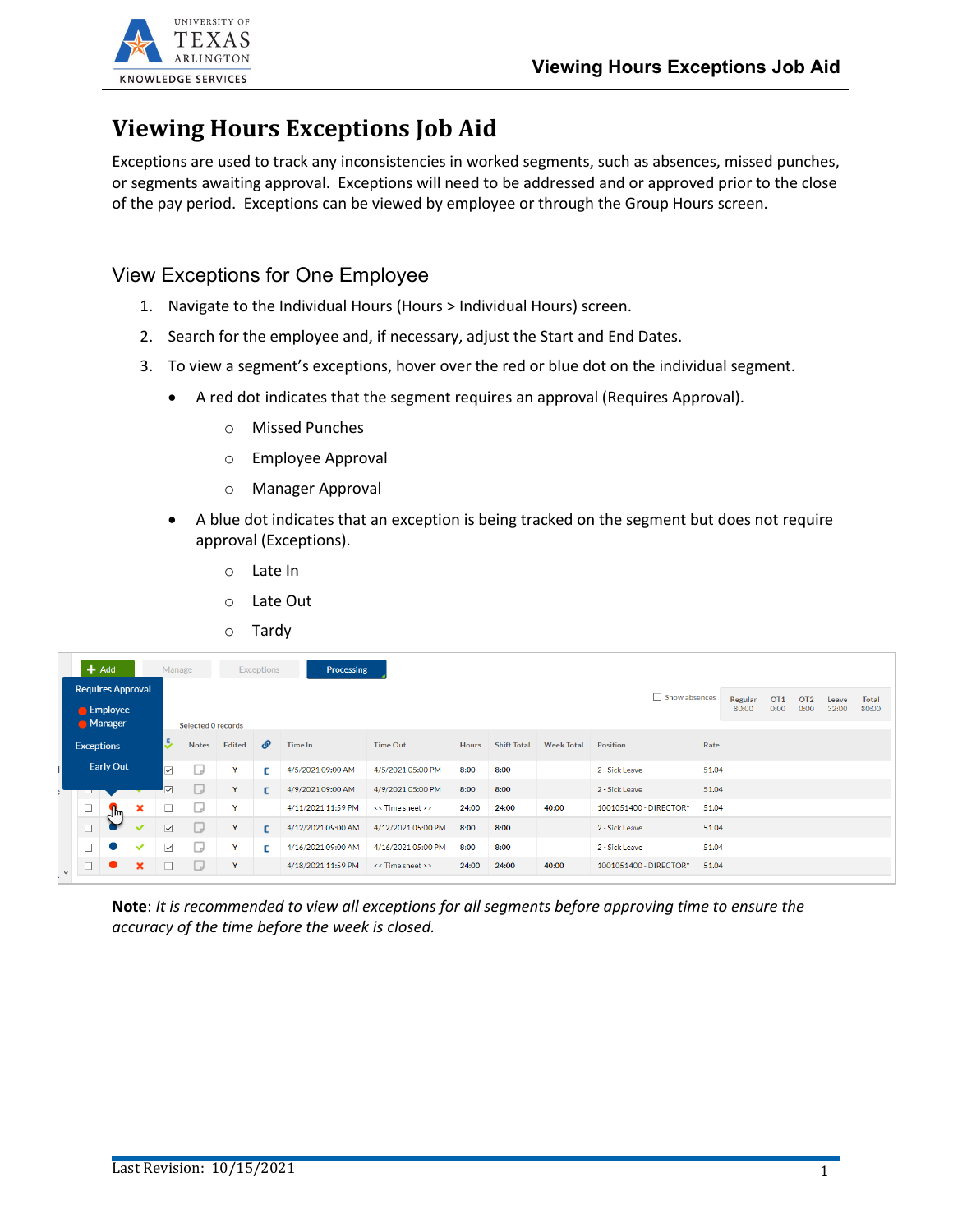# Viewing Hours Exceptions Job Aid

Exceptions are used to track any inconsistencies in worked segments, such as absences, missed punches, or segments awaiting approval. Exceptions will need to be addressed and or approved prior to the close of the pay period. Exceptions can be viewed by employee or through the Group Hours screen.

## View Exceptions for One Employee

1. Navigate to the Individual Hours (Hours > Individual Hours) screen.
2. Search for the employee and, if necessary, adjust the Start and End Dates.
3. To view a segment's exceptions, hover over the red or blue dot on the individual segment.
   - A red dot indicates that the segment requires an approval (Requires Approval).
     - Missed Punches
     - Employee Approval
     - Manager Approval
   - A blue dot indicates that an exception is being tracked on the segment but does not require approval (Exceptions).
     - Late In
     - Late Out
     - Tardy

**Note**: *It is recommended to view all exceptions for all segments before approving time to ensure the accuracy of the time before the week is closed.*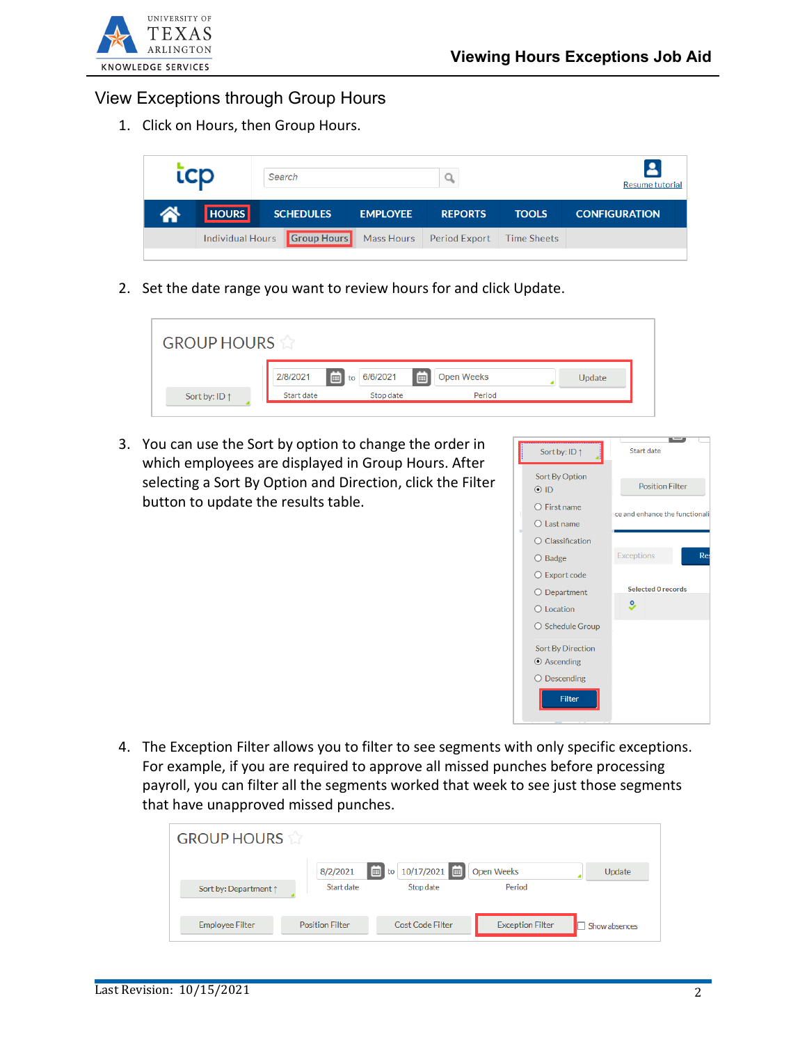## View Exceptions through Group Hours

1. Click on Hours, then Group Hours.

2. Set the date range you want to review hours for and click Update.

3. You can use the Sort by option to change the order in which employees are displayed in Group Hours. After selecting a Sort By Option and Direction, click the Filter button to update the results table.

4. The Exception Filter allows you to filter to see segments with only specific exceptions. For example, if you are required to approve all missed punches before processing payroll, you can filter all the segments worked that week to see just those segments that have unapproved missed punches.

Last Revision: 10/15/2021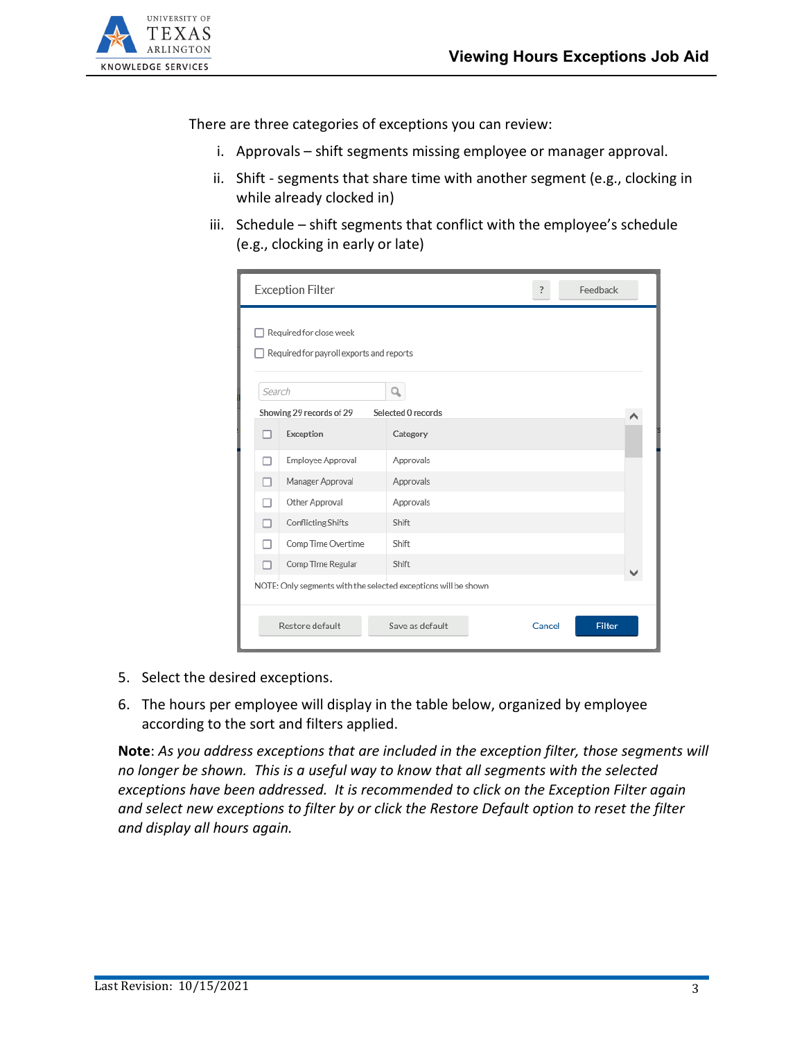There are three categories of exceptions you can review:

i. Approvals – shift segments missing employee or manager approval.
ii. Shift - segments that share time with another segment (e.g., clocking in while already clocked in)
iii. Schedule – shift segments that conflict with the employee's schedule (e.g., clocking in early or late)

Exception Filter

? Feedback

☐ Required for close week
☐ Required for payroll exports and reports

Search

Showing 29 records of 29 Selected 0 records

| ☐ | Exception | Category |
|---|---|---|
| ☐ | Employee Approval | Approvals |
| ☐ | Manager Approval | Approvals |
| ☐ | Other Approval | Approvals |
| ☐ | Conflicting Shifts | Shift |
| ☐ | Comp Time Overtime | Shift |
| ☐ | Comp Time Regular | Shift |

NOTE: Only segments with the selected exceptions will be shown

Restore default | Save as default | Cancel | Filter

5. Select the desired exceptions.
6. The hours per employee will display in the table below, organized by employee according to the sort and filters applied.

**Note**: *As you address exceptions that are included in the exception filter, those segments will no longer be shown. This is a useful way to know that all segments with the selected exceptions have been addressed. It is recommended to click on the Exception Filter again and select new exceptions to filter by or click the Restore Default option to reset the filter and display all hours again.*

Last Revision: 10/15/2021